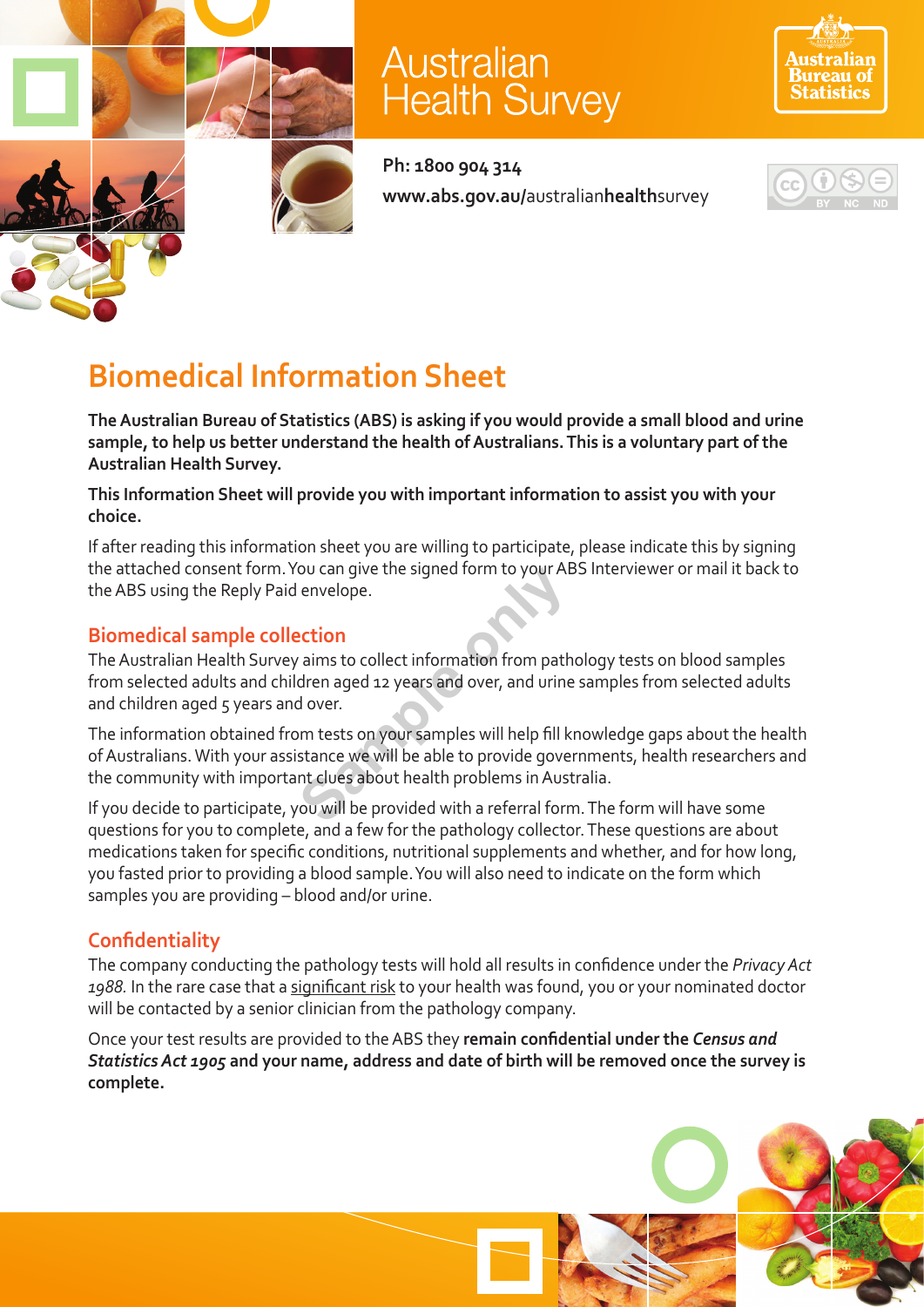# Australian Health Survey

Ph: 1800 904 314

www.abs.gov.au/australianhealthsurvey

## Biomedical Information Sheet

**The Australian Bureau of Statistics (ABS) is asking if you would provide a small blood and urine sample, to help us better understand the health of Australians. This is a voluntary part of the Australian Health Survey.**

**This Information Sheet will provide you with important information to assist you with your choice.**

If after reading this information sheet you are willing to participate, please indicate this by signing the attached consent form. You can give the signed form to your ABS Interviewer or mail it back to the ABS using the Reply Paid envelope.

### Biomedical sample collection

The Australian Health Survey aims to collect information from pathology tests on blood samples from selected adults and children aged 12 years and over, and urine samples from selected adults and children aged 5 years and over.

The information obtained from tests on your samples will help fill knowledge gaps about the health of Australians. With your assistance we will be able to provide governments, health researchers and the community with important clues about health problems in Australia.

If you decide to participate, you will be provided with a referral form. The form will have some questions for you to complete, and a few for the pathology collector. These questions are about medications taken for specific conditions, nutritional supplements and whether, and for how long, you fasted prior to providing a blood sample. You will also need to indicate on the form which samples you are providing – blood and/or urine.

### Confidentiality

The company conducting the pathology tests will hold all results in confidence under the *Privacy Act 1988.* In the rare case that a significant risk to your health was found, you or your nominated doctor will be contacted by a senior clinician from the pathology company.

Once your test results are provided to the ABS they **remain confidential under the *Census and Statistics Act 1905* and your name, address and date of birth will be removed once the survey is complete.**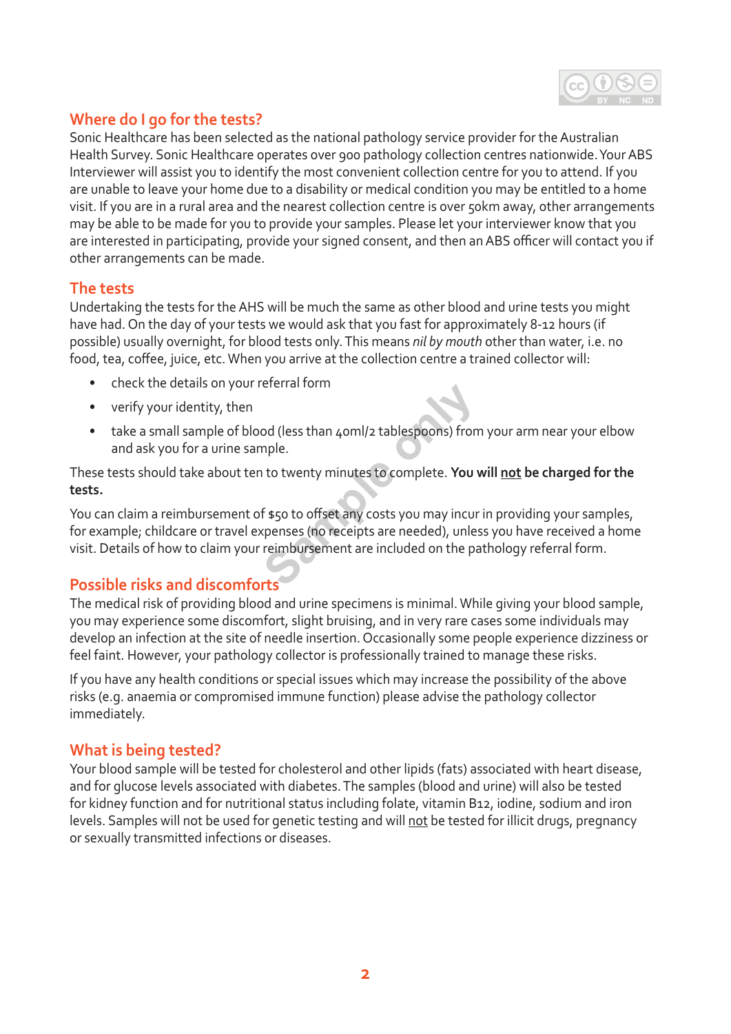## Where do I go for the tests?

Sonic Healthcare has been selected as the national pathology service provider for the Australian Health Survey. Sonic Healthcare operates over 900 pathology collection centres nationwide. Your ABS Interviewer will assist you to identify the most convenient collection centre for you to attend. If you are unable to leave your home due to a disability or medical condition you may be entitled to a home visit. If you are in a rural area and the nearest collection centre is over 50km away, other arrangements may be able to be made for you to provide your samples. Please let your interviewer know that you are interested in participating, provide your signed consent, and then an ABS officer will contact you if other arrangements can be made.

## The tests

Undertaking the tests for the AHS will be much the same as other blood and urine tests you might have had. On the day of your tests we would ask that you fast for approximately 8-12 hours (if possible) usually overnight, for blood tests only. This means *nil by mouth* other than water, i.e. no food, tea, coffee, juice, etc. When you arrive at the collection centre a trained collector will:

- check the details on your referral form
- verify your identity, then
- take a small sample of blood (less than 40ml/2 tablespoons) from your arm near your elbow and ask you for a urine sample.

These tests should take about ten to twenty minutes to complete. **You will <u>not</u> be charged for the tests.**

You can claim a reimbursement of $50 to offset any costs you may incur in providing your samples, for example; childcare or travel expenses (no receipts are needed), unless you have received a home visit. Details of how to claim your reimbursement are included on the pathology referral form.

## Possible risks and discomforts

The medical risk of providing blood and urine specimens is minimal. While giving your blood sample, you may experience some discomfort, slight bruising, and in very rare cases some individuals may develop an infection at the site of needle insertion. Occasionally some people experience dizziness or feel faint. However, your pathology collector is professionally trained to manage these risks.

If you have any health conditions or special issues which may increase the possibility of the above risks (e.g. anaemia or compromised immune function) please advise the pathology collector immediately.

## What is being tested?

Your blood sample will be tested for cholesterol and other lipids (fats) associated with heart disease, and for glucose levels associated with diabetes. The samples (blood and urine) will also be tested for kidney function and for nutritional status including folate, vitamin B12, iodine, sodium and iron levels. Samples will not be used for genetic testing and will <u>not</u> be tested for illicit drugs, pregnancy or sexually transmitted infections or diseases.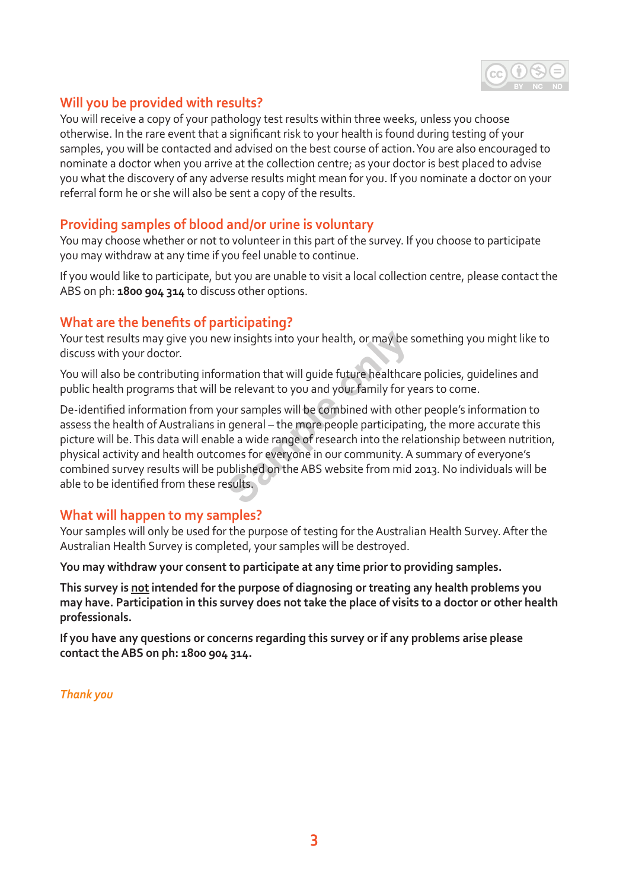## Will you be provided with results?

You will receive a copy of your pathology test results within three weeks, unless you choose otherwise. In the rare event that a significant risk to your health is found during testing of your samples, you will be contacted and advised on the best course of action. You are also encouraged to nominate a doctor when you arrive at the collection centre; as your doctor is best placed to advise you what the discovery of any adverse results might mean for you. If you nominate a doctor on your referral form he or she will also be sent a copy of the results.

## Providing samples of blood and/or urine is voluntary

You may choose whether or not to volunteer in this part of the survey. If you choose to participate you may withdraw at any time if you feel unable to continue.

If you would like to participate, but you are unable to visit a local collection centre, please contact the ABS on ph: **1800 904 314** to discuss other options.

## What are the benefits of participating?

Your test results may give you new insights into your health, or may be something you might like to discuss with your doctor.

You will also be contributing information that will guide future healthcare policies, guidelines and public health programs that will be relevant to you and your family for years to come.

De-identified information from your samples will be combined with other people's information to assess the health of Australians in general – the more people participating, the more accurate this picture will be. This data will enable a wide range of research into the relationship between nutrition, physical activity and health outcomes for everyone in our community. A summary of everyone's combined survey results will be published on the ABS website from mid 2013. No individuals will be able to be identified from these results.

## What will happen to my samples?

Your samples will only be used for the purpose of testing for the Australian Health Survey. After the Australian Health Survey is completed, your samples will be destroyed.

**You may withdraw your consent to participate at any time prior to providing samples.**

**This survey is <u>not</u> intended for the purpose of diagnosing or treating any health problems you may have. Participation in this survey does not take the place of visits to a doctor or other health professionals.**

**If you have any questions or concerns regarding this survey or if any problems arise please contact the ABS on ph: 1800 904 314.**

*Thank you*